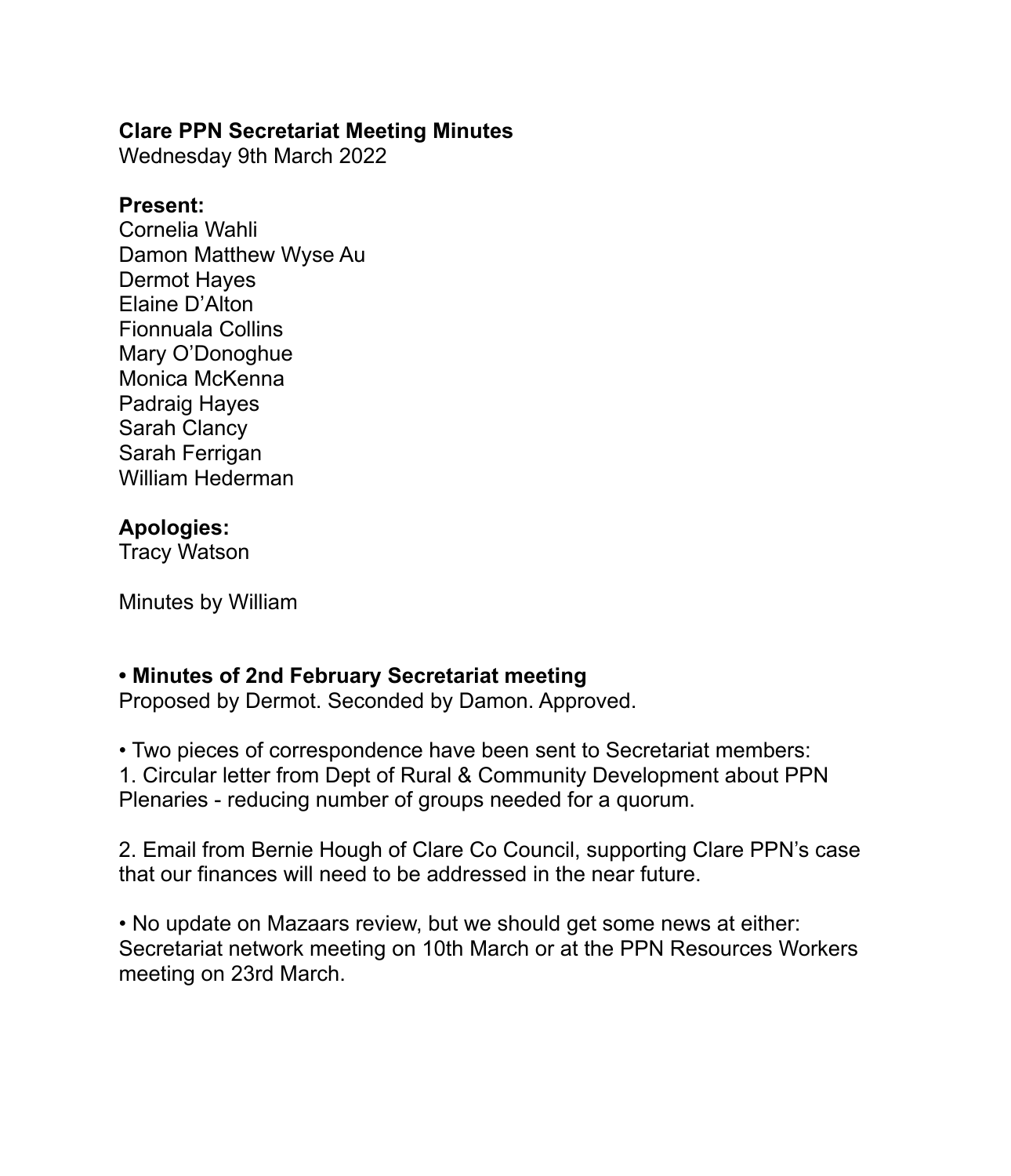**Clare PPN Secretariat Meeting Minutes**
Wednesday 9th March 2022

**Present:**
Cornelia Wahli
Damon Matthew Wyse Au
Dermot Hayes
Elaine D'Alton
Fionnuala Collins
Mary O'Donoghue
Monica McKenna
Padraig Hayes
Sarah Clancy
Sarah Ferrigan
William Hederman

**Apologies:**
Tracy Watson

Minutes by William

**• Minutes of 2nd February Secretariat meeting**
Proposed by Dermot. Seconded by Damon. Approved.

• Two pieces of correspondence have been sent to Secretariat members:
1. Circular letter from Dept of Rural & Community Development about PPN Plenaries - reducing number of groups needed for a quorum.

2. Email from Bernie Hough of Clare Co Council, supporting Clare PPN's case that our finances will need to be addressed in the near future.

• No update on Mazaars review, but we should get some news at either: Secretariat network meeting on 10th March or at the PPN Resources Workers meeting on 23rd March.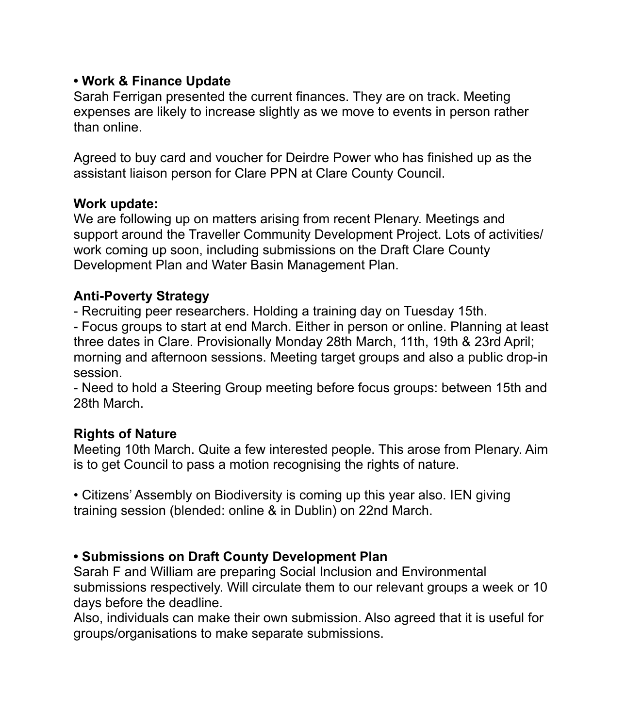**• Work & Finance Update**

Sarah Ferrigan presented the current finances. They are on track. Meeting expenses are likely to increase slightly as we move to events in person rather than online.

Agreed to buy card and voucher for Deirdre Power who has finished up as the assistant liaison person for Clare PPN at Clare County Council.

**Work update:**

We are following up on matters arising from recent Plenary. Meetings and support around the Traveller Community Development Project. Lots of activities/ work coming up soon, including submissions on the Draft Clare County Development Plan and Water Basin Management Plan.

**Anti-Poverty Strategy**

- Recruiting peer researchers. Holding a training day on Tuesday 15th.
- Focus groups to start at end March. Either in person or online. Planning at least three dates in Clare. Provisionally Monday 28th March, 11th, 19th & 23rd April; morning and afternoon sessions. Meeting target groups and also a public drop-in session.
- Need to hold a Steering Group meeting before focus groups: between 15th and 28th March.

**Rights of Nature**

Meeting 10th March. Quite a few interested people. This arose from Plenary. Aim is to get Council to pass a motion recognising the rights of nature.

• Citizens' Assembly on Biodiversity is coming up this year also. IEN giving training session (blended: online & in Dublin) on 22nd March.

**• Submissions on Draft County Development Plan**

Sarah F and William are preparing Social Inclusion and Environmental submissions respectively. Will circulate them to our relevant groups a week or 10 days before the deadline.

Also, individuals can make their own submission. Also agreed that it is useful for groups/organisations to make separate submissions.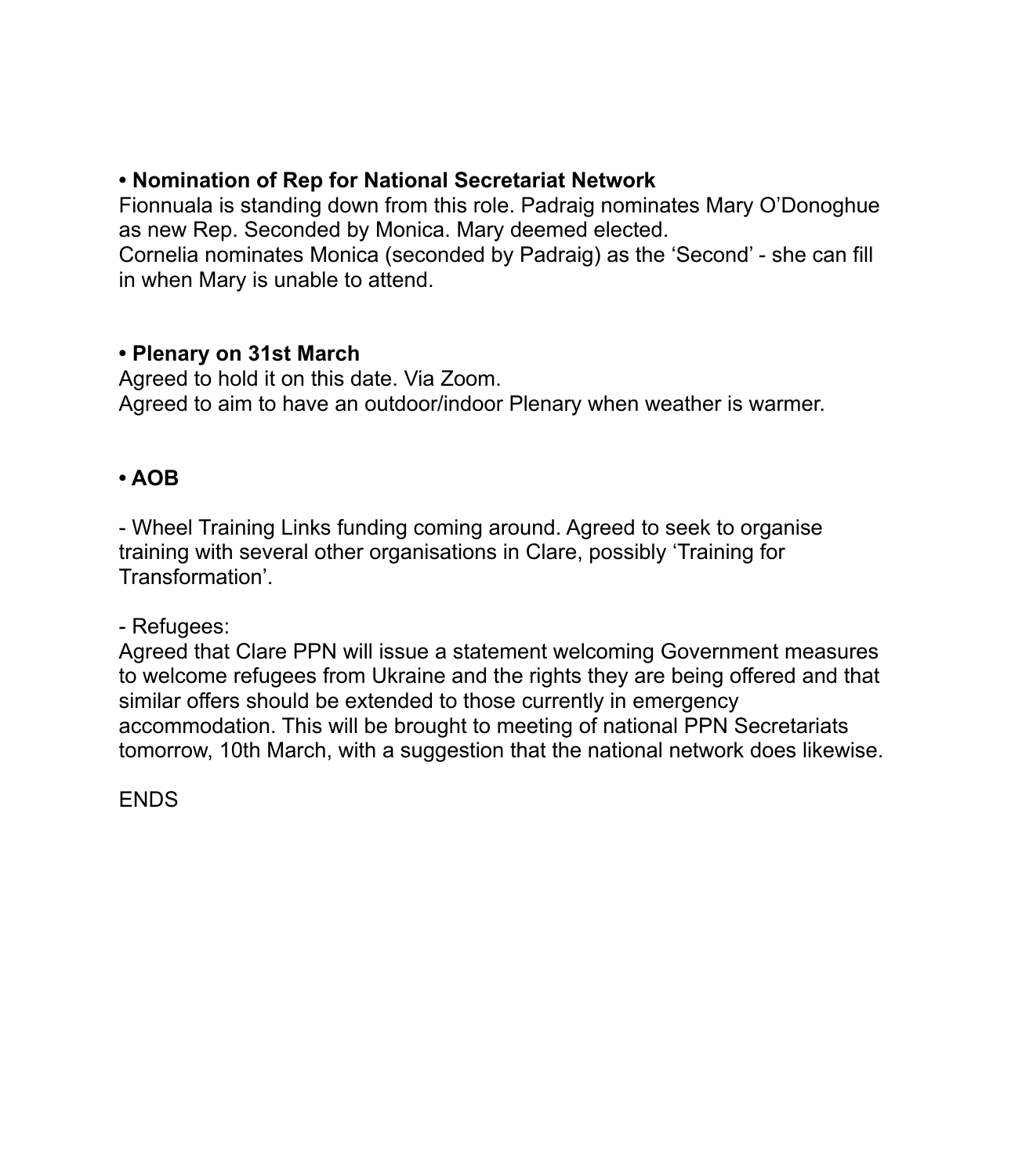**• Nomination of Rep for National Secretariat Network**

Fionnuala is standing down from this role. Padraig nominates Mary O'Donoghue as new Rep. Seconded by Monica. Mary deemed elected.
Cornelia nominates Monica (seconded by Padraig) as the 'Second' - she can fill in when Mary is unable to attend.

**• Plenary on 31st March**

Agreed to hold it on this date. Via Zoom.
Agreed to aim to have an outdoor/indoor Plenary when weather is warmer.

**• AOB**

- Wheel Training Links funding coming around. Agreed to seek to organise training with several other organisations in Clare, possibly 'Training for Transformation'.

- Refugees:

Agreed that Clare PPN will issue a statement welcoming Government measures to welcome refugees from Ukraine and the rights they are being offered and that similar offers should be extended to those currently in emergency accommodation. This will be brought to meeting of national PPN Secretariats tomorrow, 10th March, with a suggestion that the national network does likewise.

ENDS